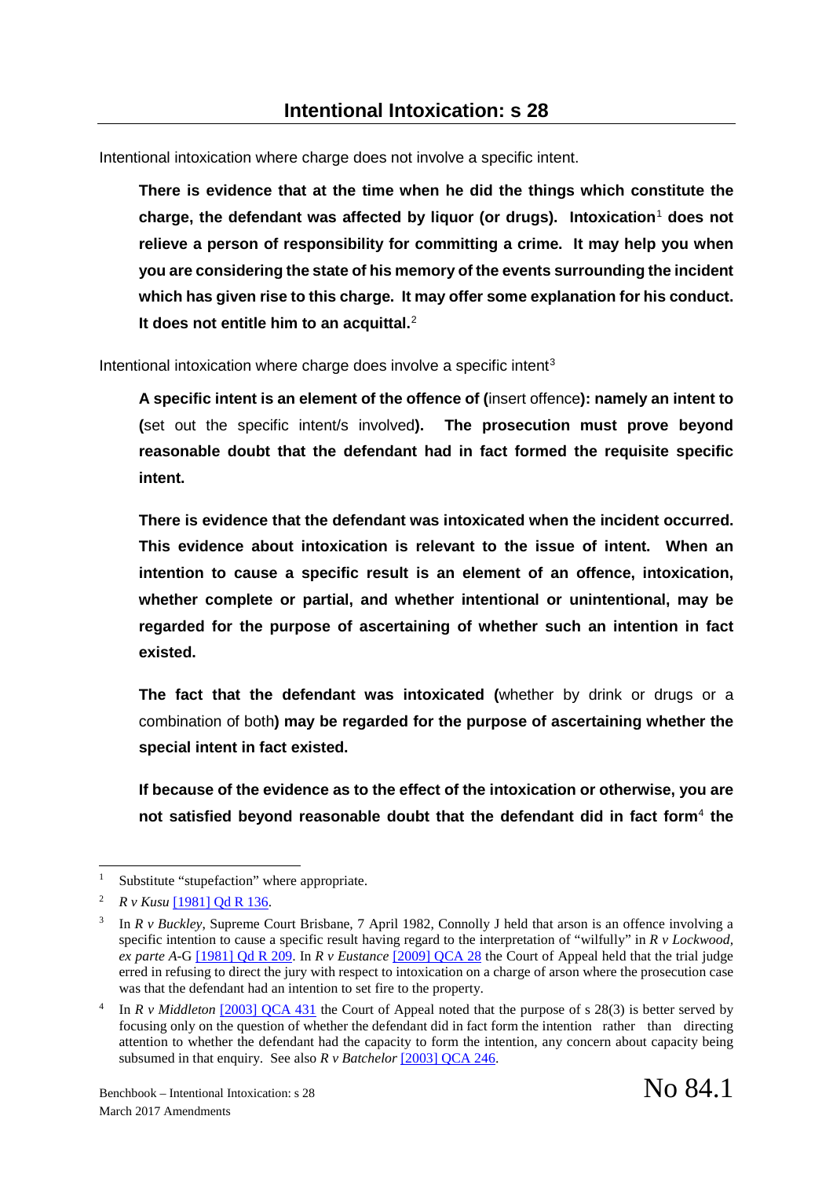# Intentional Intoxication: s 28

Intentional intoxication where charge does not involve a specific intent.

> **There is evidence that at the time when he did the things which constitute the charge, the defendant was affected by liquor (or drugs). Intoxication**[1] **does not relieve a person of responsibility for committing a crime. It may help you when you are considering the state of his memory of the events surrounding the incident which has given rise to this charge. It may offer some explanation for his conduct. It does not entitle him to an acquittal.**[2]

Intentional intoxication where charge does involve a specific intent[3]

> **A specific intent is an element of the offence of (**insert offence**): namely an intent to (**set out the specific intent/s involved**). The prosecution must prove beyond reasonable doubt that the defendant had in fact formed the requisite specific intent.**
>
> **There is evidence that the defendant was intoxicated when the incident occurred. This evidence about intoxication is relevant to the issue of intent. When an intention to cause a specific result is an element of an offence, intoxication, whether complete or partial, and whether intentional or unintentional, may be regarded for the purpose of ascertaining of whether such an intention in fact existed.**
>
> **The fact that the defendant was intoxicated (**whether by drink or drugs or a combination of both**) may be regarded for the purpose of ascertaining whether the special intent in fact existed.**
>
> **If because of the evidence as to the effect of the intoxication or otherwise, you are not satisfied beyond reasonable doubt that the defendant did in fact form**[4] **the**

---

[1] Substitute "stupefaction" where appropriate.

[2] *R v Kusu* [1981] Qd R 136.

[3] In *R v Buckley*, Supreme Court Brisbane, 7 April 1982, Connolly J held that arson is an offence involving a specific intention to cause a specific result having regard to the interpretation of "wilfully" in *R v Lockwood, ex parte A-G* [1981] Qd R 209. In *R v Eustance* [2009] QCA 28 the Court of Appeal held that the trial judge erred in refusing to direct the jury with respect to intoxication on a charge of arson where the prosecution case was that the defendant had an intention to set fire to the property.

[4] In *R v Middleton* [2003] QCA 431 the Court of Appeal noted that the purpose of s 28(3) is better served by focusing only on the question of whether the defendant did in fact form the intention rather than directing attention to whether the defendant had the capacity to form the intention, any concern about capacity being subsumed in that enquiry. See also *R v Batchelor* [2003] QCA 246.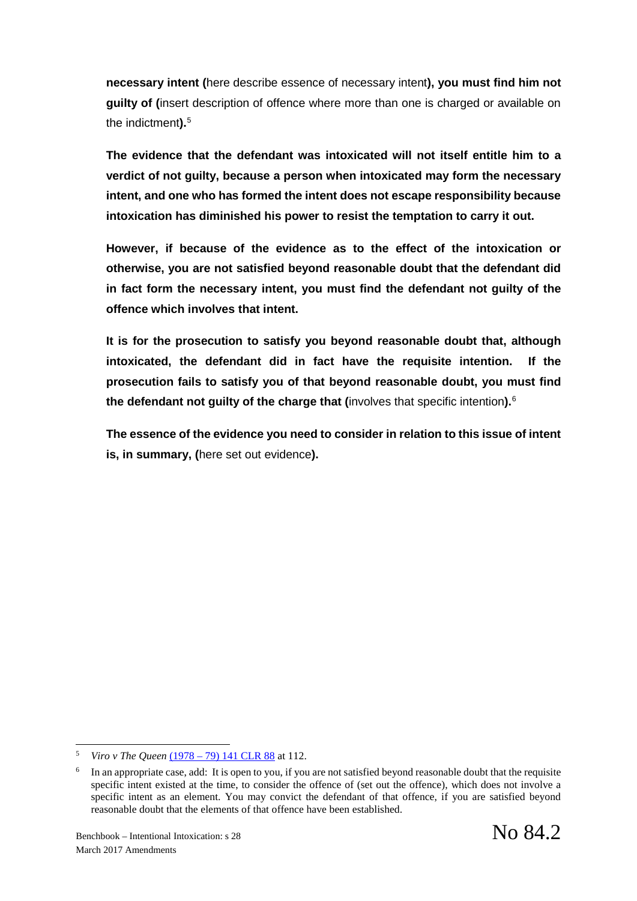**necessary intent (**here describe essence of necessary intent**), you must find him not guilty of (**insert description of offence where more than one is charged or available on the indictment**).**[5]

**The evidence that the defendant was intoxicated will not itself entitle him to a verdict of not guilty, because a person when intoxicated may form the necessary intent, and one who has formed the intent does not escape responsibility because intoxication has diminished his power to resist the temptation to carry it out.**

**However, if because of the evidence as to the effect of the intoxication or otherwise, you are not satisfied beyond reasonable doubt that the defendant did in fact form the necessary intent, you must find the defendant not guilty of the offence which involves that intent.**

**It is for the prosecution to satisfy you beyond reasonable doubt that, although intoxicated, the defendant did in fact have the requisite intention. If the prosecution fails to satisfy you of that beyond reasonable doubt, you must find the defendant not guilty of the charge that (**involves that specific intention**).**[6]

**The essence of the evidence you need to consider in relation to this issue of intent is, in summary, (**here set out evidence**).**

---

[5] *Viro v The Queen* (1978 – 79) 141 CLR 88 at 112.

[6] In an appropriate case, add: It is open to you, if you are not satisfied beyond reasonable doubt that the requisite specific intent existed at the time, to consider the offence of (set out the offence), which does not involve a specific intent as an element. You may convict the defendant of that offence, if you are satisfied beyond reasonable doubt that the elements of that offence have been established.